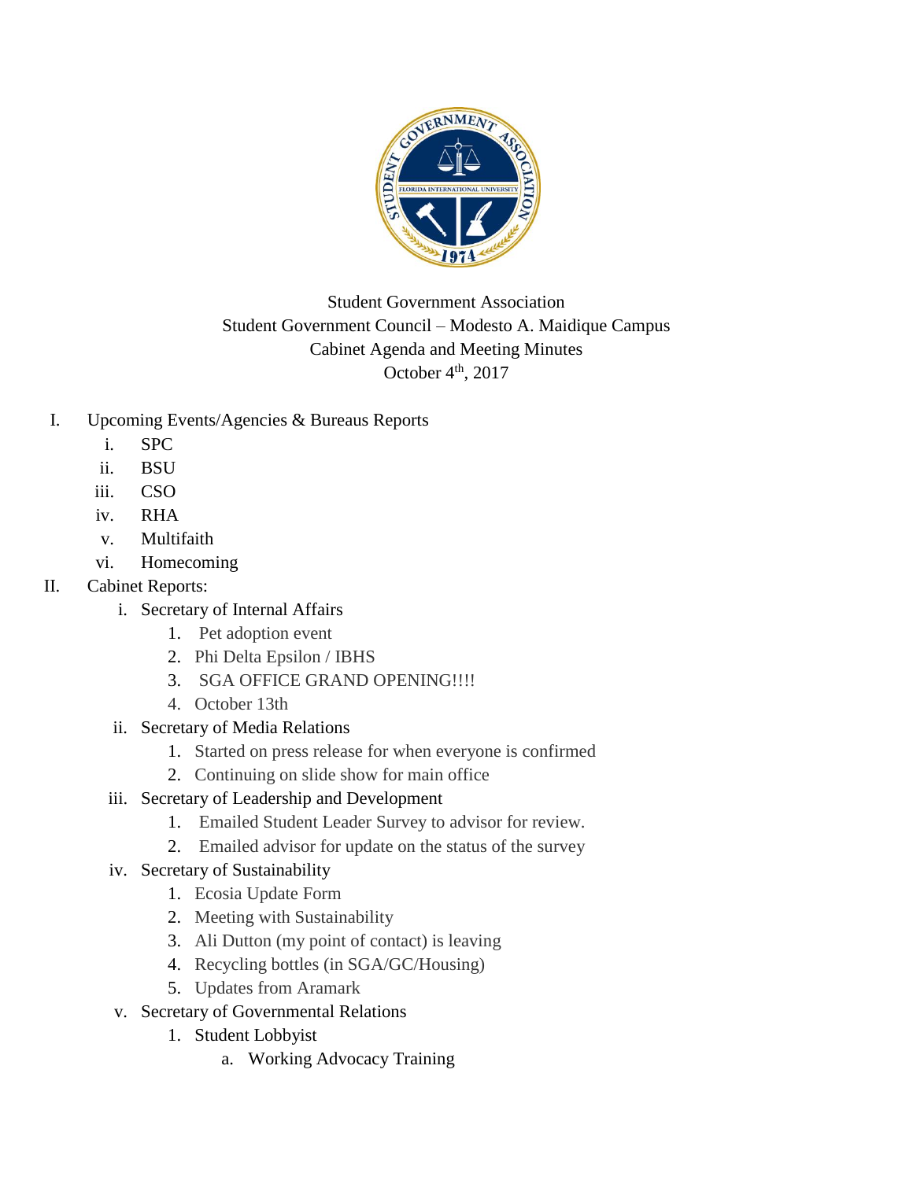Student Government Association
Student Government Council – Modesto A. Maidique Campus
Cabinet Agenda and Meeting Minutes
October 4th, 2017

I. Upcoming Events/Agencies & Bureaus Reports
   i. SPC
   ii. BSU
   iii. CSO
   iv. RHA
   v. Multifaith
   vi. Homecoming

II. Cabinet Reports:
   i. Secretary of Internal Affairs
      1. Pet adoption event
      2. Phi Delta Epsilon / IBHS
      3. SGA OFFICE GRAND OPENING!!!!
      4. October 13th
   ii. Secretary of Media Relations
      1. Started on press release for when everyone is confirmed
      2. Continuing on slide show for main office
   iii. Secretary of Leadership and Development
      1. Emailed Student Leader Survey to advisor for review.
      2. Emailed advisor for update on the status of the survey
   iv. Secretary of Sustainability
      1. Ecosia Update Form
      2. Meeting with Sustainability
      3. Ali Dutton (my point of contact) is leaving
      4. Recycling bottles (in SGA/GC/Housing)
      5. Updates from Aramark
   v. Secretary of Governmental Relations
      1. Student Lobbyist
         a. Working Advocacy Training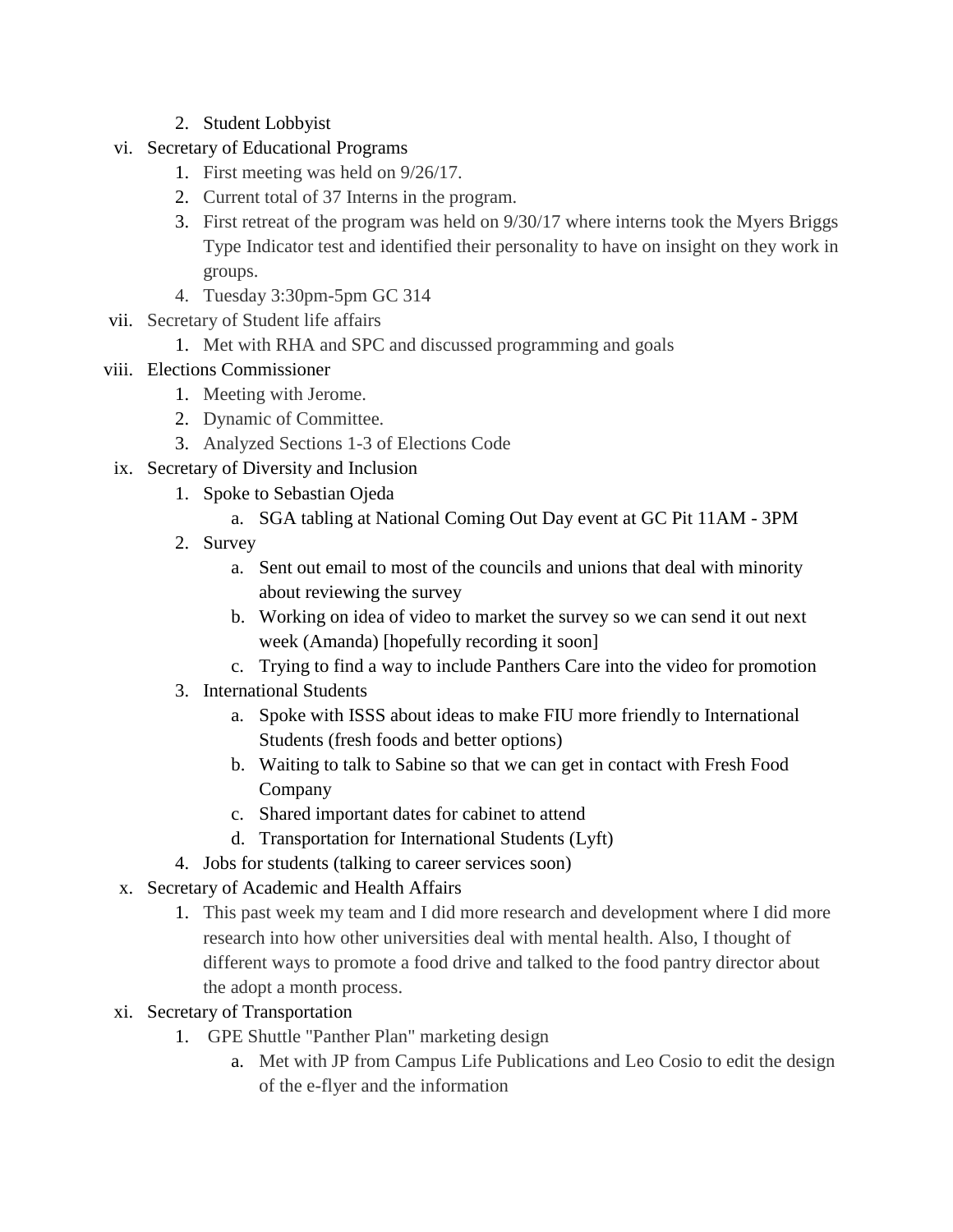2. Student Lobbyist

vi. Secretary of Educational Programs
    1. First meeting was held on 9/26/17.
    2. Current total of 37 Interns in the program.
    3. First retreat of the program was held on 9/30/17 where interns took the Myers Briggs Type Indicator test and identified their personality to have on insight on they work in groups.
    4. Tuesday 3:30pm-5pm GC 314

vii. Secretary of Student life affairs
    1. Met with RHA and SPC and discussed programming and goals

viii. Elections Commissioner
    1. Meeting with Jerome.
    2. Dynamic of Committee.
    3. Analyzed Sections 1-3 of Elections Code

ix. Secretary of Diversity and Inclusion
    1. Spoke to Sebastian Ojeda
        a. SGA tabling at National Coming Out Day event at GC Pit 11AM - 3PM
    2. Survey
        a. Sent out email to most of the councils and unions that deal with minority about reviewing the survey
        b. Working on idea of video to market the survey so we can send it out next week (Amanda) [hopefully recording it soon]
        c. Trying to find a way to include Panthers Care into the video for promotion
    3. International Students
        a. Spoke with ISSS about ideas to make FIU more friendly to International Students (fresh foods and better options)
        b. Waiting to talk to Sabine so that we can get in contact with Fresh Food Company
        c. Shared important dates for cabinet to attend
        d. Transportation for International Students (Lyft)
    4. Jobs for students (talking to career services soon)

x. Secretary of Academic and Health Affairs
    1. This past week my team and I did more research and development where I did more research into how other universities deal with mental health. Also, I thought of different ways to promote a food drive and talked to the food pantry director about the adopt a month process.

xi. Secretary of Transportation
    1. GPE Shuttle "Panther Plan" marketing design
        a. Met with JP from Campus Life Publications and Leo Cosio to edit the design of the e-flyer and the information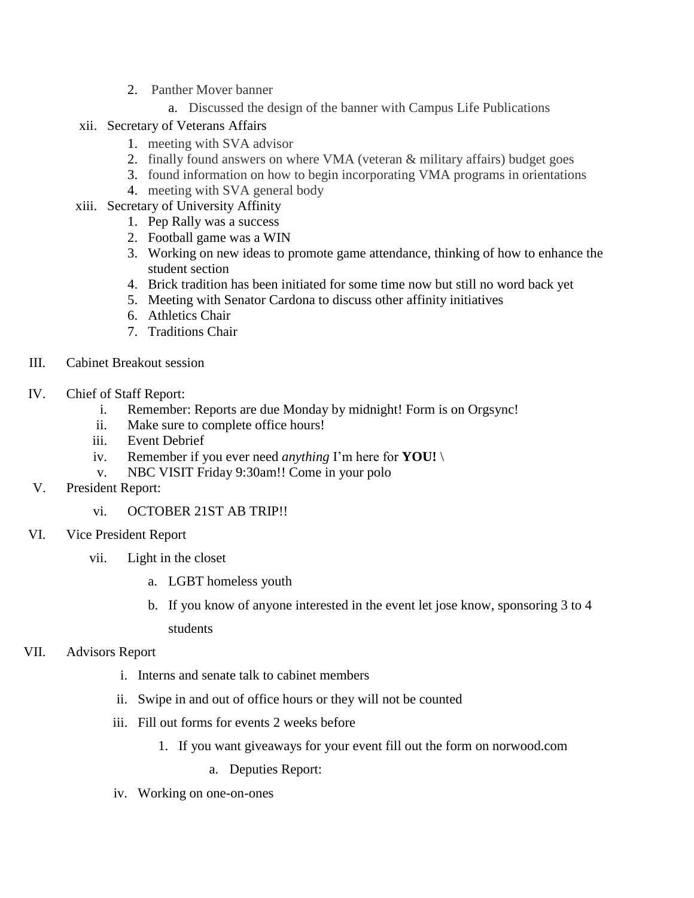2. Panther Mover banner
    a. Discussed the design of the banner with Campus Life Publications

xii. Secretary of Veterans Affairs
    1. meeting with SVA advisor
    2. finally found answers on where VMA (veteran & military affairs) budget goes
    3. found information on how to begin incorporating VMA programs in orientations
    4. meeting with SVA general body

xiii. Secretary of University Affinity
    1. Pep Rally was a success
    2. Football game was a WIN
    3. Working on new ideas to promote game attendance, thinking of how to enhance the student section
    4. Brick tradition has been initiated for some time now but still no word back yet
    5. Meeting with Senator Cardona to discuss other affinity initiatives
    6. Athletics Chair
    7. Traditions Chair

III. Cabinet Breakout session

IV. Chief of Staff Report:
    i. Remember: Reports are due Monday by midnight! Form is on Orgsync!
    ii. Make sure to complete office hours!
    iii. Event Debrief
    iv. Remember if you ever need *anything* I'm here for **YOU!** \
    v. NBC VISIT Friday 9:30am!! Come in your polo

V. President Report:
    vi. OCTOBER 21ST AB TRIP!!

VI. Vice President Report
    vii. Light in the closet
        a. LGBT homeless youth
        b. If you know of anyone interested in the event let jose know, sponsoring 3 to 4 students

VII. Advisors Report
    i. Interns and senate talk to cabinet members
    ii. Swipe in and out of office hours or they will not be counted
    iii. Fill out forms for events 2 weeks before
        1. If you want giveaways for your event fill out the form on norwood.com
            a. Deputies Report:
    iv. Working on one-on-ones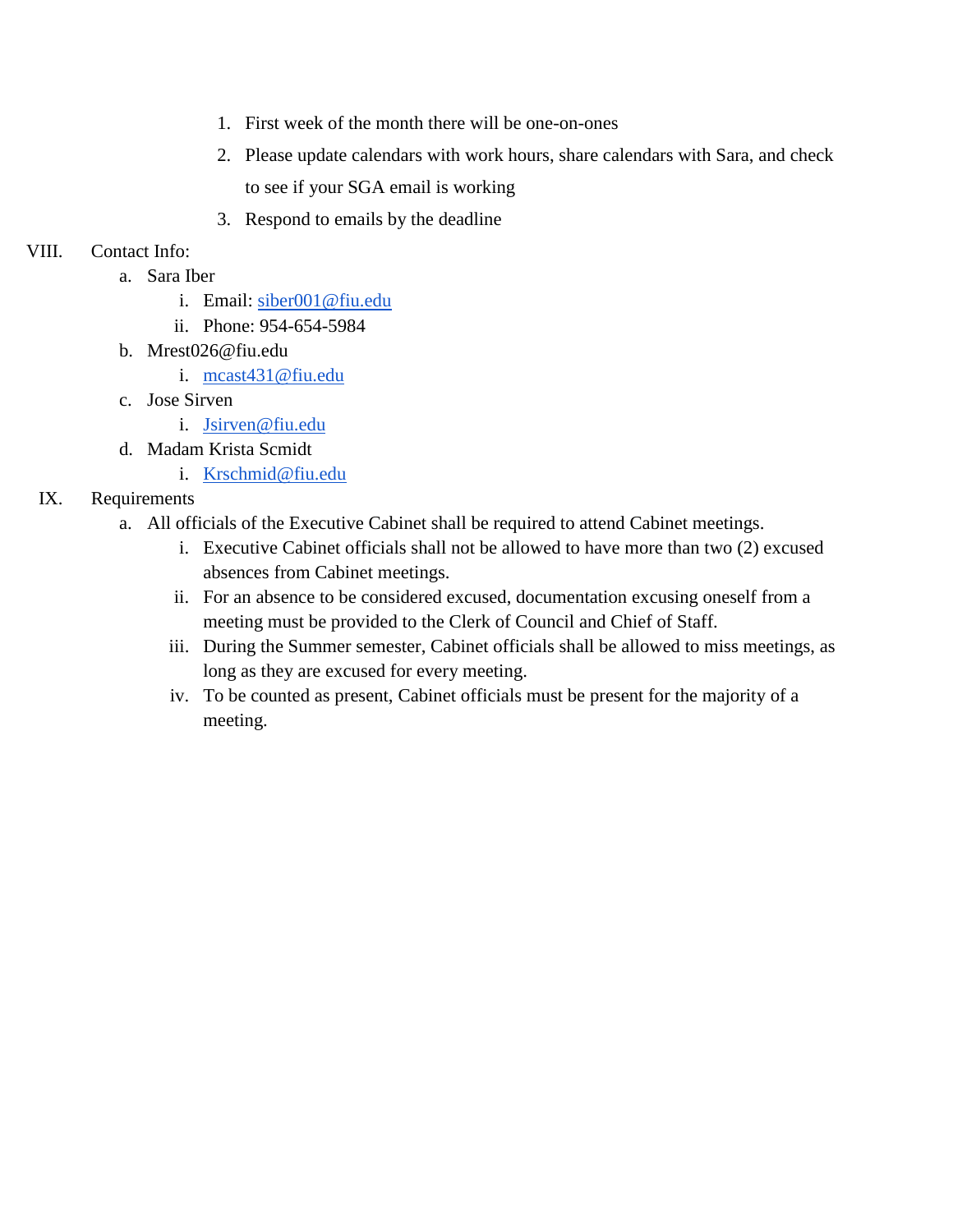1. First week of the month there will be one-on-ones
2. Please update calendars with work hours, share calendars with Sara, and check to see if your SGA email is working
3. Respond to emails by the deadline

VIII. Contact Info:

a. Sara Iber
   i. Email: siber001@fiu.edu
   ii. Phone: 954-654-5984

b. Mrest026@fiu.edu
   i. mcast431@fiu.edu

c. Jose Sirven
   i. Jsirven@fiu.edu

d. Madam Krista Scmidt
   i. Krschmid@fiu.edu

IX. Requirements

a. All officials of the Executive Cabinet shall be required to attend Cabinet meetings.
   i. Executive Cabinet officials shall not be allowed to have more than two (2) excused absences from Cabinet meetings.
   ii. For an absence to be considered excused, documentation excusing oneself from a meeting must be provided to the Clerk of Council and Chief of Staff.
   iii. During the Summer semester, Cabinet officials shall be allowed to miss meetings, as long as they are excused for every meeting.
   iv. To be counted as present, Cabinet officials must be present for the majority of a meeting.